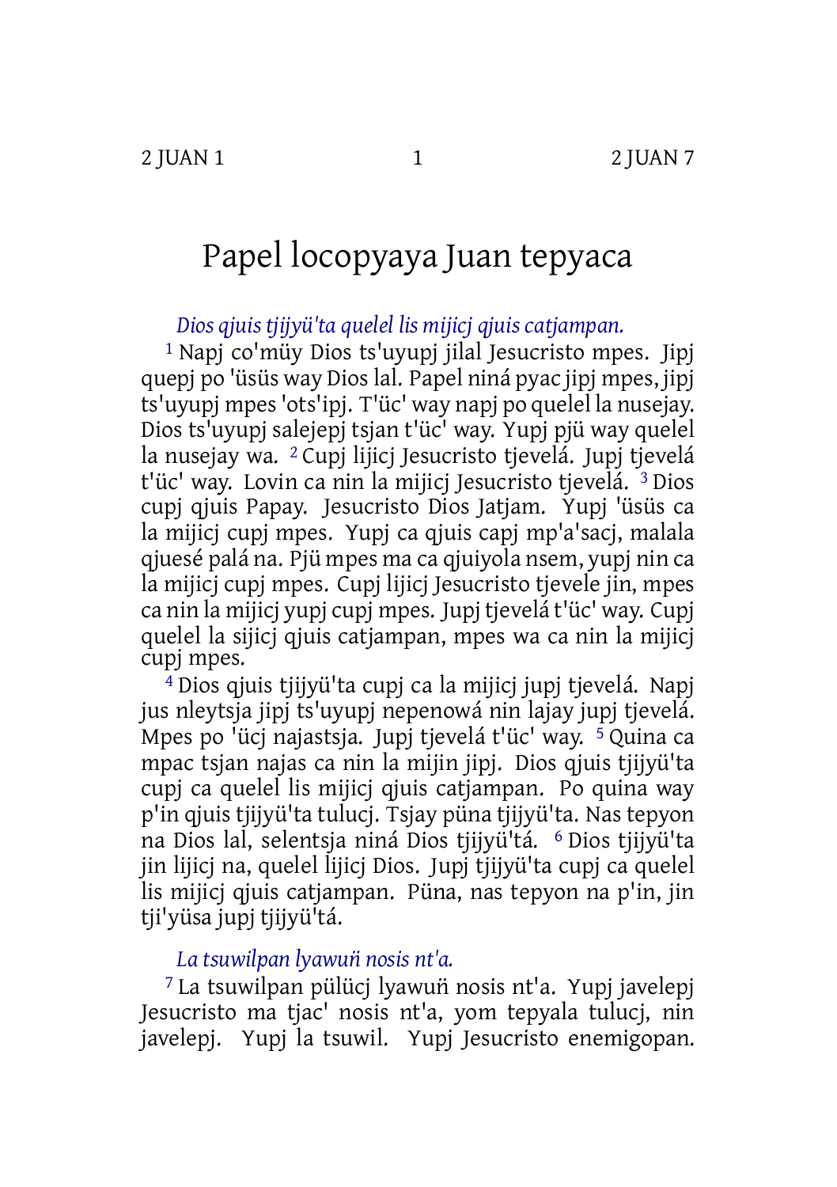# Papel locopyaya Juan tepyaca

*Dios qjuis tjijyü'ta quelel lis mijicj qjuis catjampan.*

[1] Napj co'müy Dios ts'uyupj jilal Jesucristo mpes. Jipj quepj po 'üsüs way Dios lal. Papel niná pyac jipj mpes, jipj ts'uyupj mpes 'ots'ipj. T'üc' way napj po quelel la nusejay. Dios ts'uyupj salejepj tsjan t'üc' way. Yupj pjü way quelel la nusejay wa. [2] Cupj lijicj Jesucristo tjevelá. Jupj tjevelá t'üc' way. Lovin ca nin la mijicj Jesucristo tjevelá. [3] Dios cupj qjuis Papay. Jesucristo Dios Jatjam. Yupj 'üsüs ca la mijicj cupj mpes. Yupj ca qjuis capj mp'a'sacj, malala qjuesé palá na. Pjü mpes ma ca qjuiyola nsem, yupj nin ca la mijicj cupj mpes. Cupj lijicj Jesucristo tjevele jin, mpes ca nin la mijicj yupj cupj mpes. Jupj tjevelá t'üc' way. Cupj quelel la sijicj qjuis catjampan, mpes wa ca nin la mijicj cupj mpes.

[4] Dios qjuis tjijyü'ta cupj ca la mijicj jupj tjevelá. Napj jus nleytsja jipj ts'uyupj nepenowá nin lajay jupj tjevelá. Mpes po 'ücj najastsja. Jupj tjevelá t'üc' way. [5] Quina ca mpac tsjan najas ca nin la mijin jipj. Dios qjuis tjijyü'ta cupj ca quelel lis mijicj qjuis catjampan. Po quina way p'in qjuis tjijyü'ta tulucj. Tsjay püna tjijyü'ta. Nas tepyon na Dios lal, selentsja niná Dios tjijyü'tá. [6] Dios tjijyü'ta jin lijicj na, quelel lijicj Dios. Jupj tjijyü'ta cupj ca quelel lis mijicj qjuis catjampan. Püna, nas tepyon na p'in, jin tji'yüsa jupj tjijyü'tá.

*La tsuwilpan lyawuñ nosis nt'a.*

[7] La tsuwilpan pülücj lyawuñ nosis nt'a. Yupj javelepj Jesucristo ma tjac' nosis nt'a, yom tepyala tulucj, nin javelepj. Yupj la tsuwil. Yupj Jesucristo enemigopan.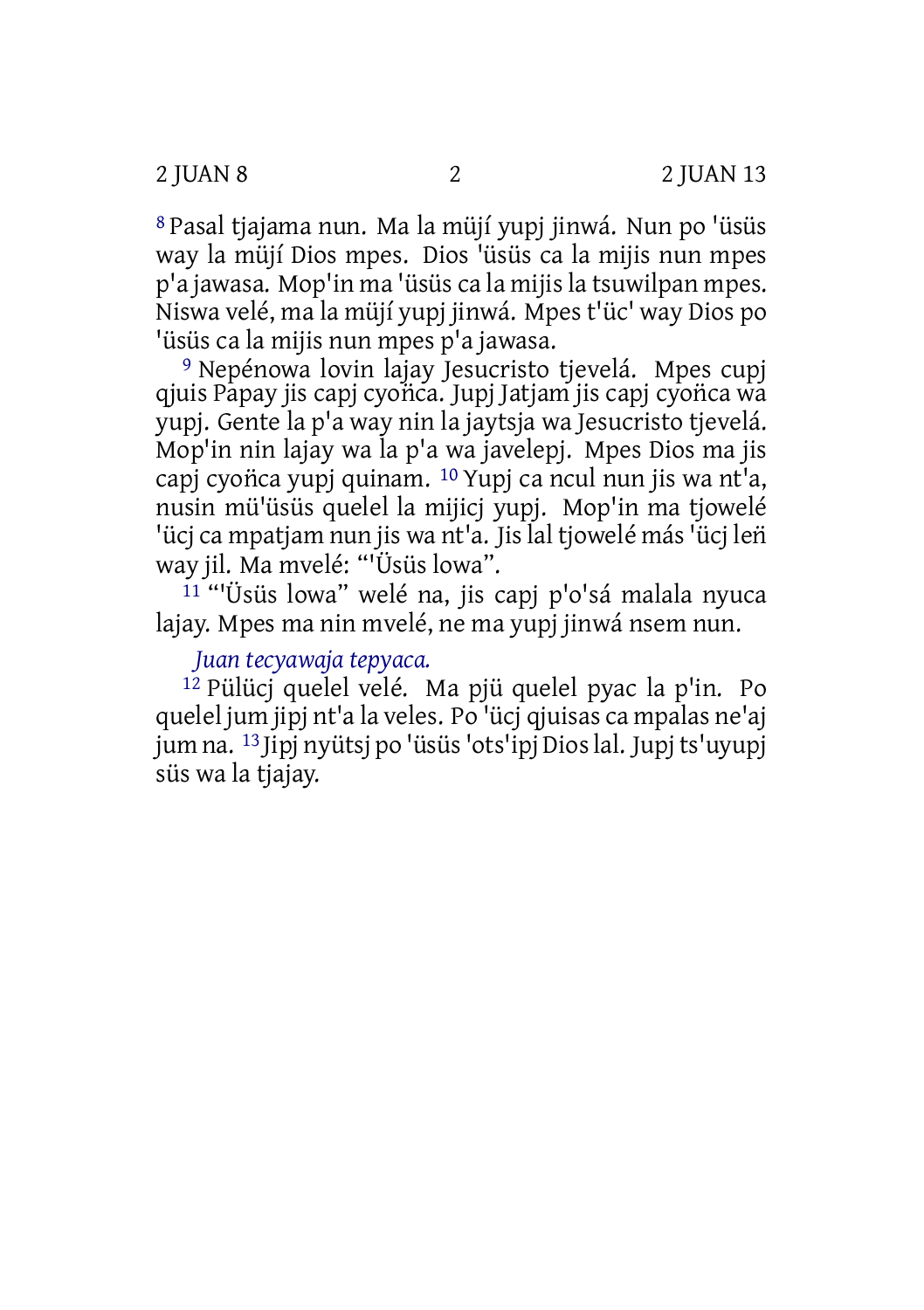[8] Pasal tjajama nun. Ma la müjí yupj jinwá. Nun po 'üsüs way la müjí Dios mpes. Dios 'üsüs ca la mijis nun mpes p'a jawasa. Mop'in ma 'üsüs ca la mijis la tsuwilpan mpes. Niswa velé, ma la müjí yupj jinwá. Mpes t'üc' way Dios po 'üsüs ca la mijis nun mpes p'a jawasa.

[9] Nepénowa lovin lajay Jesucristo tjevelá. Mpes cupj qjuis Papay jis capj cyoñca. Jupj Jatjam jis capj cyoñca wa yupj. Gente la p'a way nin la jaytsja wa Jesucristo tjevelá. Mop'in nin lajay wa la p'a wa javelepj. Mpes Dios ma jis capj cyoñca yupj quinam. [10] Yupj ca ncul nun jis wa nt'a, nusin mü'üsüs quelel la mijicj yupj. Mop'in ma tjowelé 'ücj ca mpatjam nun jis wa nt'a. Jis lal tjowelé más 'ücj leñ way jil. Ma mvelé: "'Üsüs lowa".

[11] "'Üsüs lowa" welé na, jis capj p'o'sá malala nyuca lajay. Mpes ma nin mvelé, ne ma yupj jinwá nsem nun.

*Juan tecyawaja tepyaca.*

[12] Pülücj quelel velé. Ma pjü quelel pyac la p'in. Po quelel jum jipj nt'a la veles. Po 'ücj qjuisas ca mpalas ne'aj jum na. [13] Jipj nyütsj po 'üsüs 'ots'ipj Dios lal. Jupj ts'uyupj süs wa la tjajay.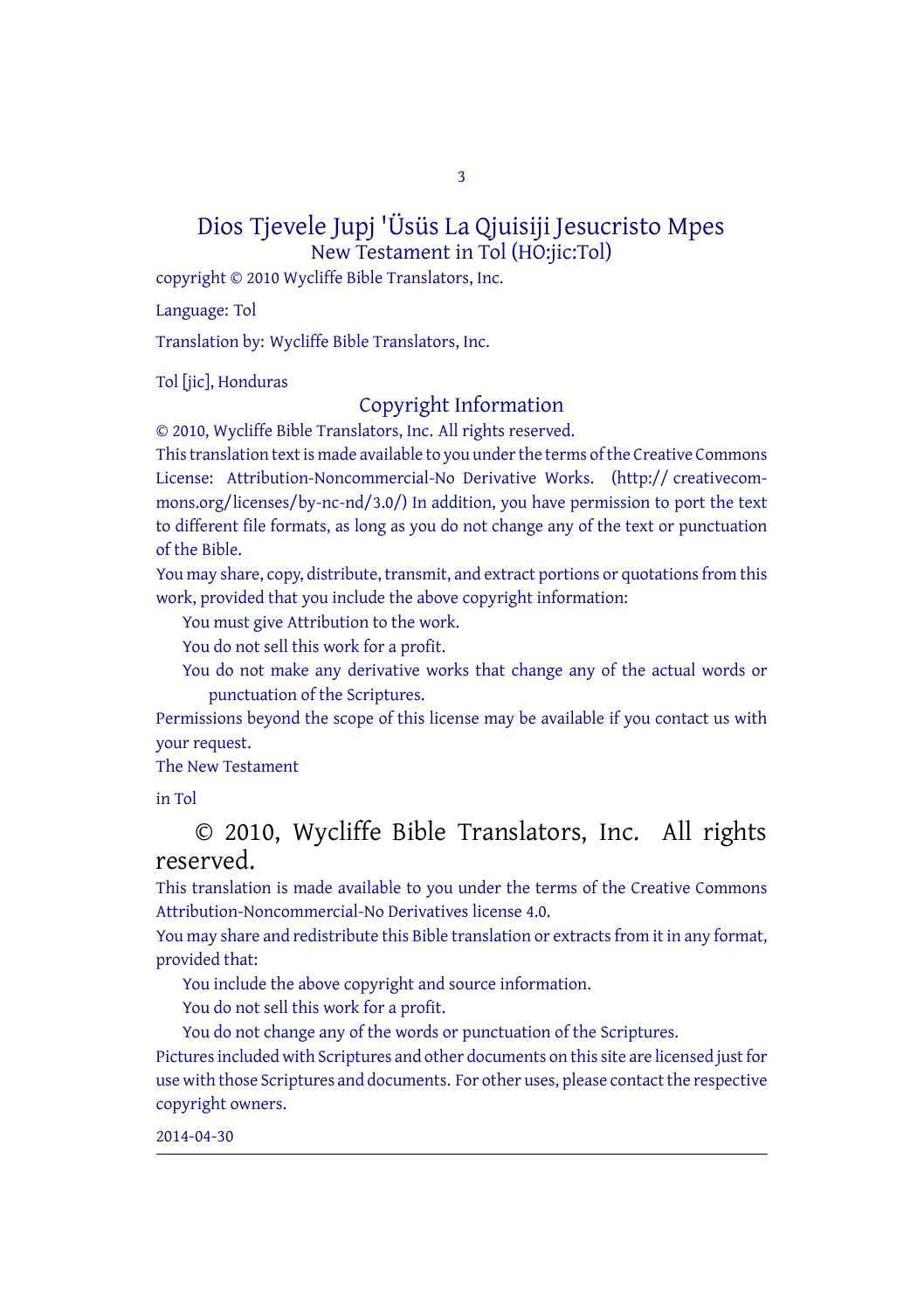# Dios Tjevele Jupj 'Üsüs La Qjuisiji Jesucristo Mpes

## New Testament in Tol (HO:jic:Tol)

copyright © 2010 Wycliffe Bible Translators, Inc.

Language: Tol

Translation by: Wycliffe Bible Translators, Inc.

Tol [jic], Honduras

### Copyright Information

© 2010, Wycliffe Bible Translators, Inc. All rights reserved.

This translation text is made available to you under the terms of the Creative Commons License: Attribution-Noncommercial-No Derivative Works. (http:// creativecommons.org/licenses/by-nc-nd/3.0/) In addition, you have permission to port the text to different file formats, as long as you do not change any of the text or punctuation of the Bible.

You may share, copy, distribute, transmit, and extract portions or quotations from this work, provided that you include the above copyright information:

- You must give Attribution to the work.
- You do not sell this work for a profit.
- You do not make any derivative works that change any of the actual words or punctuation of the Scriptures.

Permissions beyond the scope of this license may be available if you contact us with your request.

The New Testament

in Tol

© 2010, Wycliffe Bible Translators, Inc. All rights reserved.

This translation is made available to you under the terms of the Creative Commons Attribution-Noncommercial-No Derivatives license 4.0.

You may share and redistribute this Bible translation or extracts from it in any format, provided that:

- You include the above copyright and source information.
- You do not sell this work for a profit.
- You do not change any of the words or punctuation of the Scriptures.

Pictures included with Scriptures and other documents on this site are licensed just for use with those Scriptures and documents. For other uses, please contact the respective copyright owners.

2014-04-30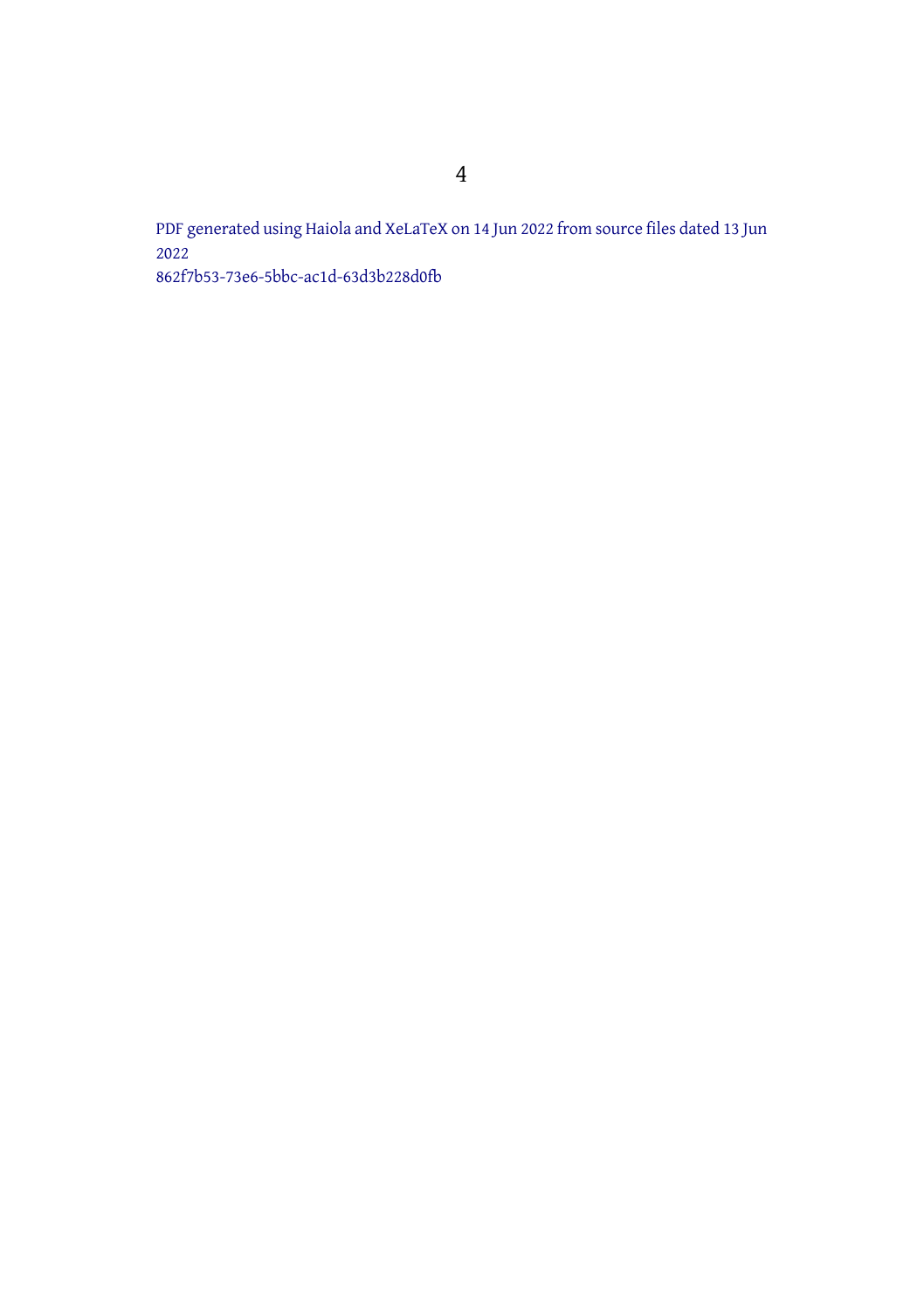PDF generated using Haiola and XeLaTeX on 14 Jun 2022 from source files dated 13 Jun 2022
862f7b53-73e6-5bbc-ac1d-63d3b228d0fb